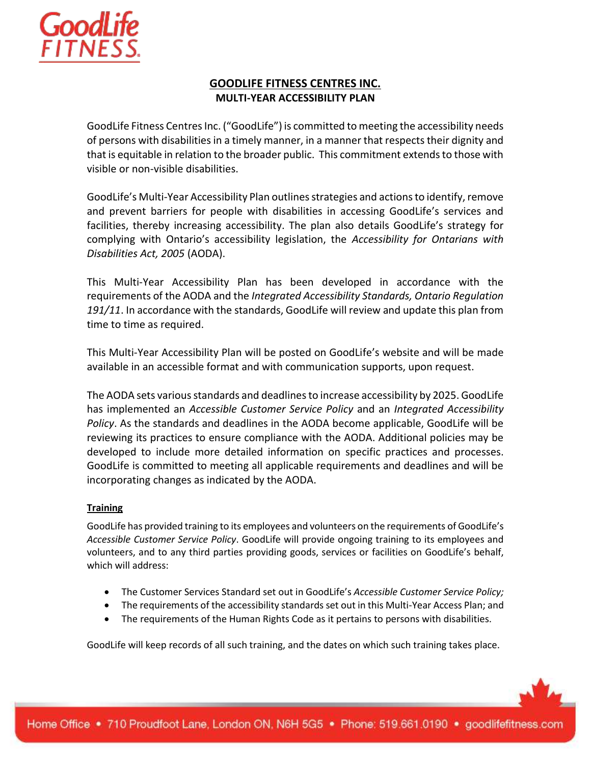# GOODLIFE FITNESS CENTRES INC.
## MULTI-YEAR ACCESSIBILITY PLAN

GoodLife Fitness Centres Inc. ("GoodLife") is committed to meeting the accessibility needs of persons with disabilities in a timely manner, in a manner that respects their dignity and that is equitable in relation to the broader public. This commitment extends to those with visible or non-visible disabilities.

GoodLife's Multi-Year Accessibility Plan outlines strategies and actions to identify, remove and prevent barriers for people with disabilities in accessing GoodLife's services and facilities, thereby increasing accessibility. The plan also details GoodLife's strategy for complying with Ontario's accessibility legislation, the *Accessibility for Ontarians with Disabilities Act, 2005* (AODA).

This Multi-Year Accessibility Plan has been developed in accordance with the requirements of the AODA and the *Integrated Accessibility Standards, Ontario Regulation 191/11*. In accordance with the standards, GoodLife will review and update this plan from time to time as required.

This Multi-Year Accessibility Plan will be posted on GoodLife's website and will be made available in an accessible format and with communication supports, upon request.

The AODA sets various standards and deadlines to increase accessibility by 2025. GoodLife has implemented an *Accessible Customer Service Policy* and an *Integrated Accessibility Policy*. As the standards and deadlines in the AODA become applicable, GoodLife will be reviewing its practices to ensure compliance with the AODA. Additional policies may be developed to include more detailed information on specific practices and processes. GoodLife is committed to meeting all applicable requirements and deadlines and will be incorporating changes as indicated by the AODA.

### Training

GoodLife has provided training to its employees and volunteers on the requirements of GoodLife's *Accessible Customer Service Policy*. GoodLife will provide ongoing training to its employees and volunteers, and to any third parties providing goods, services or facilities on GoodLife's behalf, which will address:

- The Customer Services Standard set out in GoodLife's *Accessible Customer Service Policy;*
- The requirements of the accessibility standards set out in this Multi-Year Access Plan; and
- The requirements of the Human Rights Code as it pertains to persons with disabilities.

GoodLife will keep records of all such training, and the dates on which such training takes place.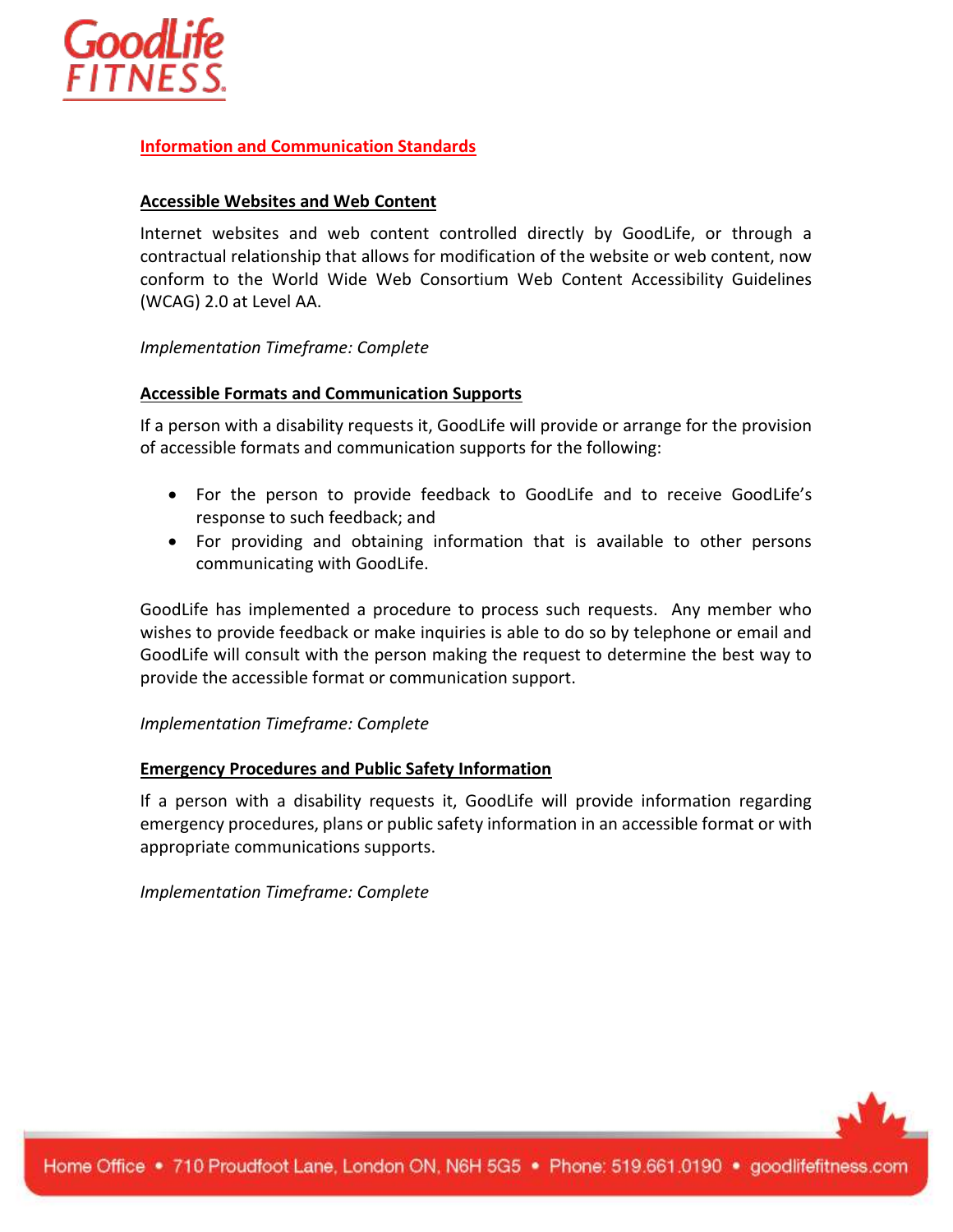## Information and Communication Standards

### Accessible Websites and Web Content

Internet websites and web content controlled directly by GoodLife, or through a contractual relationship that allows for modification of the website or web content, now conform to the World Wide Web Consortium Web Content Accessibility Guidelines (WCAG) 2.0 at Level AA.

*Implementation Timeframe: Complete*

### Accessible Formats and Communication Supports

If a person with a disability requests it, GoodLife will provide or arrange for the provision of accessible formats and communication supports for the following:

- For the person to provide feedback to GoodLife and to receive GoodLife's response to such feedback; and
- For providing and obtaining information that is available to other persons communicating with GoodLife.

GoodLife has implemented a procedure to process such requests. Any member who wishes to provide feedback or make inquiries is able to do so by telephone or email and GoodLife will consult with the person making the request to determine the best way to provide the accessible format or communication support.

*Implementation Timeframe: Complete*

### Emergency Procedures and Public Safety Information

If a person with a disability requests it, GoodLife will provide information regarding emergency procedures, plans or public safety information in an accessible format or with appropriate communications supports.

*Implementation Timeframe: Complete*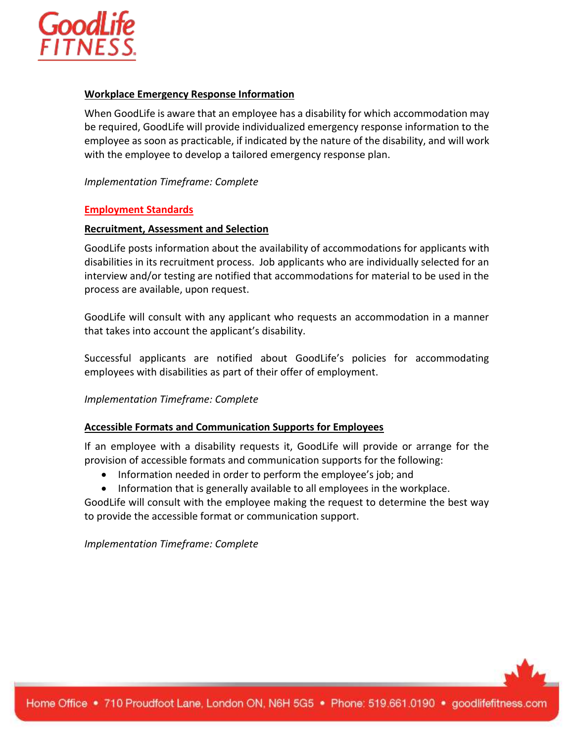### Workplace Emergency Response Information

When GoodLife is aware that an employee has a disability for which accommodation may be required, GoodLife will provide individualized emergency response information to the employee as soon as practicable, if indicated by the nature of the disability, and will work with the employee to develop a tailored emergency response plan.

*Implementation Timeframe: Complete*

## Employment Standards

### Recruitment, Assessment and Selection

GoodLife posts information about the availability of accommodations for applicants with disabilities in its recruitment process. Job applicants who are individually selected for an interview and/or testing are notified that accommodations for material to be used in the process are available, upon request.

GoodLife will consult with any applicant who requests an accommodation in a manner that takes into account the applicant's disability.

Successful applicants are notified about GoodLife's policies for accommodating employees with disabilities as part of their offer of employment.

*Implementation Timeframe: Complete*

### Accessible Formats and Communication Supports for Employees

If an employee with a disability requests it, GoodLife will provide or arrange for the provision of accessible formats and communication supports for the following:

- Information needed in order to perform the employee's job; and
- Information that is generally available to all employees in the workplace.

GoodLife will consult with the employee making the request to determine the best way to provide the accessible format or communication support.

*Implementation Timeframe: Complete*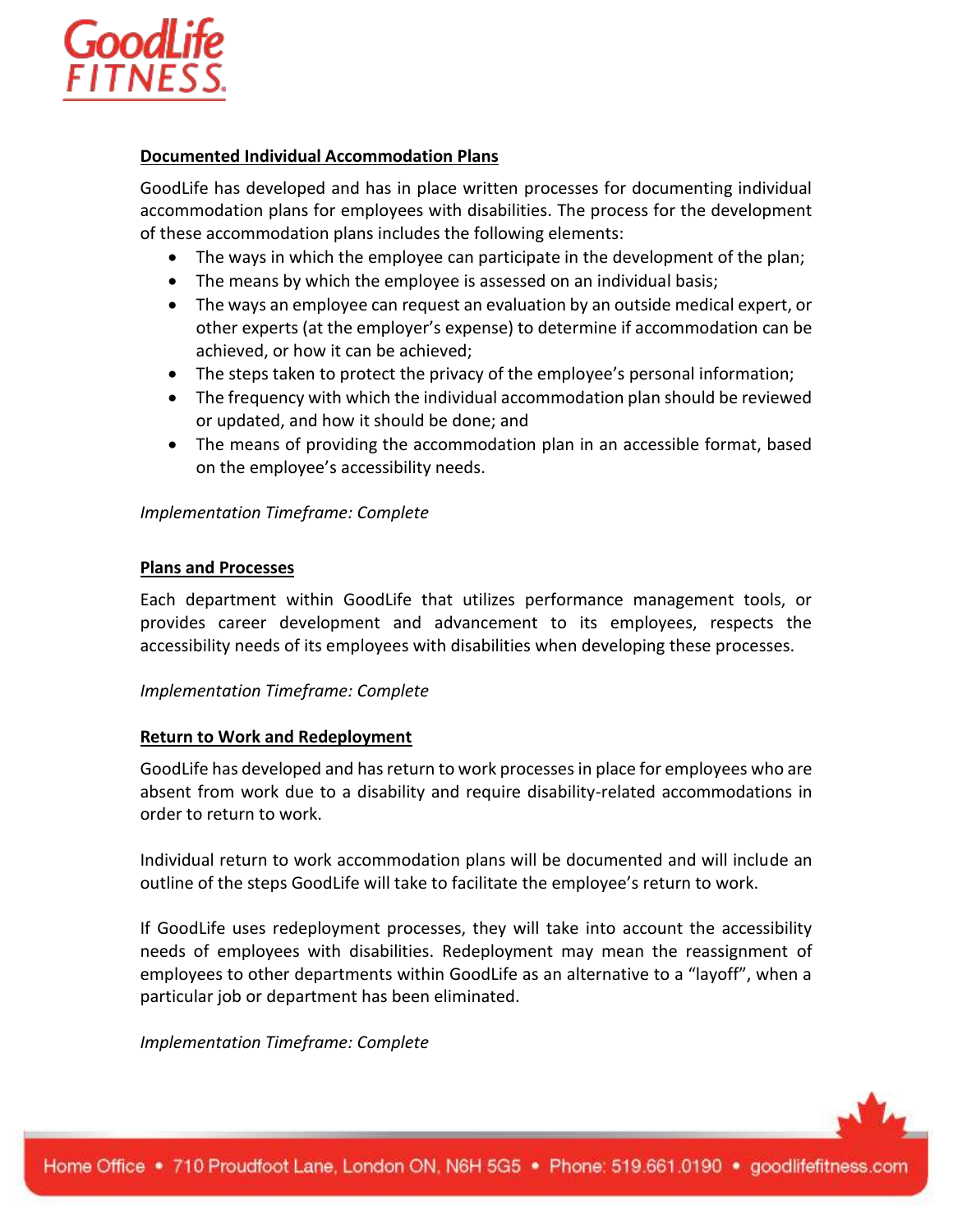**Documented Individual Accommodation Plans**

GoodLife has developed and has in place written processes for documenting individual accommodation plans for employees with disabilities. The process for the development of these accommodation plans includes the following elements:

- The ways in which the employee can participate in the development of the plan;
- The means by which the employee is assessed on an individual basis;
- The ways an employee can request an evaluation by an outside medical expert, or other experts (at the employer's expense) to determine if accommodation can be achieved, or how it can be achieved;
- The steps taken to protect the privacy of the employee's personal information;
- The frequency with which the individual accommodation plan should be reviewed or updated, and how it should be done; and
- The means of providing the accommodation plan in an accessible format, based on the employee's accessibility needs.

*Implementation Timeframe: Complete*

**Plans and Processes**

Each department within GoodLife that utilizes performance management tools, or provides career development and advancement to its employees, respects the accessibility needs of its employees with disabilities when developing these processes.

*Implementation Timeframe: Complete*

**Return to Work and Redeployment**

GoodLife has developed and has return to work processes in place for employees who are absent from work due to a disability and require disability-related accommodations in order to return to work.

Individual return to work accommodation plans will be documented and will include an outline of the steps GoodLife will take to facilitate the employee's return to work.

If GoodLife uses redeployment processes, they will take into account the accessibility needs of employees with disabilities. Redeployment may mean the reassignment of employees to other departments within GoodLife as an alternative to a "layoff", when a particular job or department has been eliminated.

*Implementation Timeframe: Complete*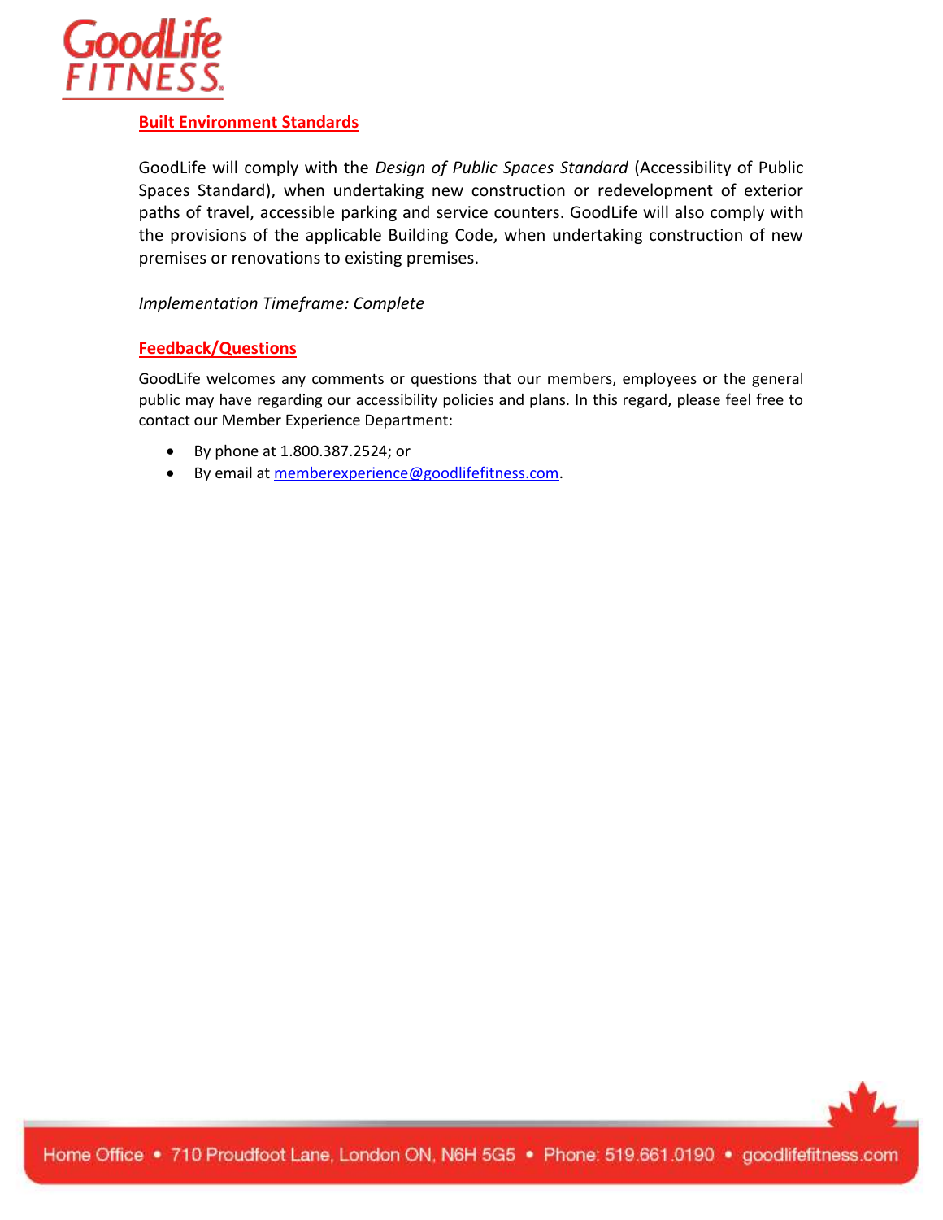## Built Environment Standards

GoodLife will comply with the *Design of Public Spaces Standard* (Accessibility of Public Spaces Standard), when undertaking new construction or redevelopment of exterior paths of travel, accessible parking and service counters. GoodLife will also comply with the provisions of the applicable Building Code, when undertaking construction of new premises or renovations to existing premises.

*Implementation Timeframe: Complete*

## Feedback/Questions

GoodLife welcomes any comments or questions that our members, employees or the general public may have regarding our accessibility policies and plans. In this regard, please feel free to contact our Member Experience Department:

- By phone at 1.800.387.2524; or
- By email at memberexperience@goodlifefitness.com.